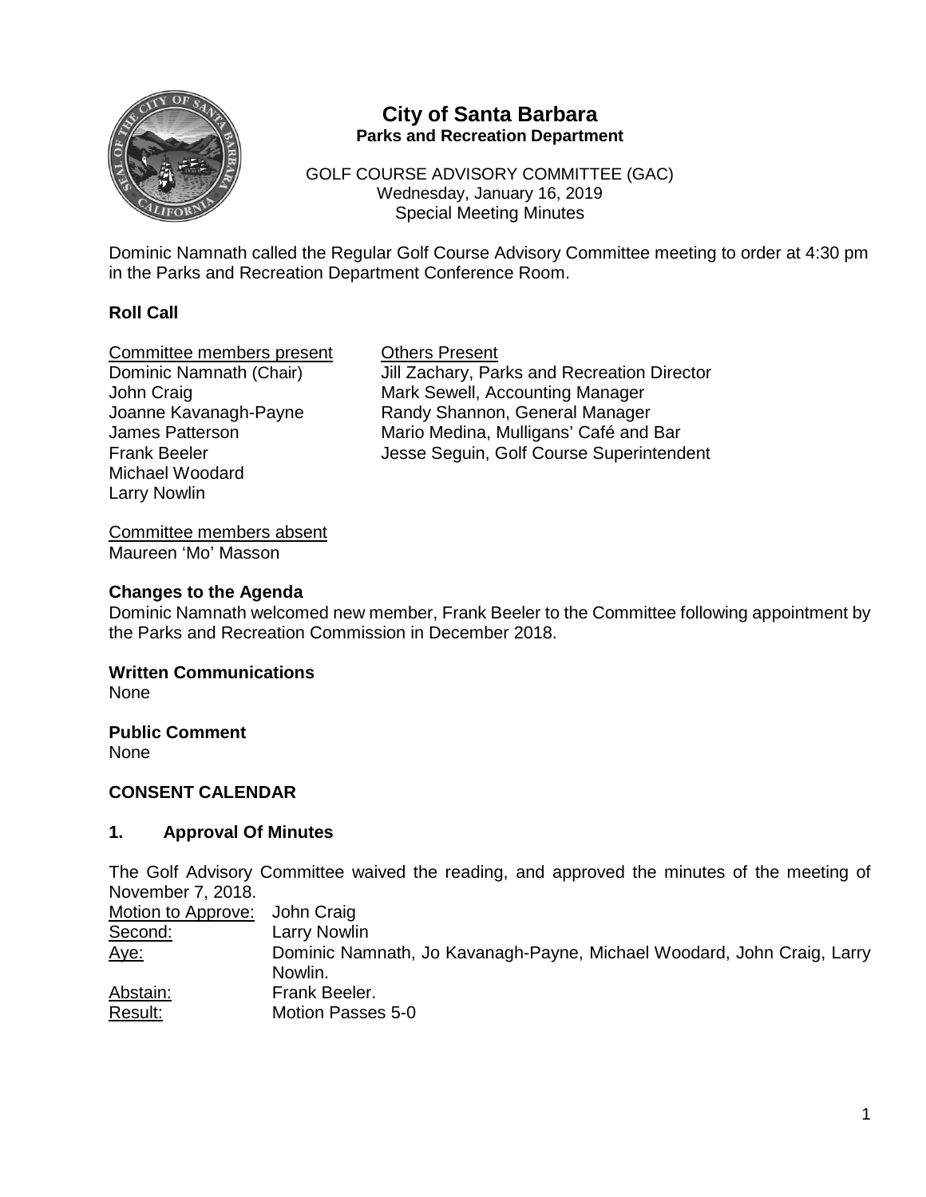# City of Santa Barbara

## Parks and Recreation Department

GOLF COURSE ADVISORY COMMITTEE (GAC)
Wednesday, January 16, 2019
Special Meeting Minutes

Dominic Namnath called the Regular Golf Course Advisory Committee meeting to order at 4:30 pm in the Parks and Recreation Department Conference Room.

### Roll Call

Committee members present
Dominic Namnath (Chair)
John Craig
Joanne Kavanagh-Payne
James Patterson
Frank Beeler
Michael Woodard
Larry Nowlin

Others Present
Jill Zachary, Parks and Recreation Director
Mark Sewell, Accounting Manager
Randy Shannon, General Manager
Mario Medina, Mulligans' Café and Bar
Jesse Seguin, Golf Course Superintendent

Committee members absent
Maureen 'Mo' Masson

### Changes to the Agenda

Dominic Namnath welcomed new member, Frank Beeler to the Committee following appointment by the Parks and Recreation Commission in December 2018.

### Written Communications

None

### Public Comment

None

### CONSENT CALENDAR

### 1. Approval Of Minutes

The Golf Advisory Committee waived the reading, and approved the minutes of the meeting of November 7, 2018.

| | |
|---|---|
| Motion to Approve: | John Craig |
| Second: | Larry Nowlin |
| Aye: | Dominic Namnath, Jo Kavanagh-Payne, Michael Woodard, John Craig, Larry Nowlin. |
| Abstain: | Frank Beeler. |
| Result: | Motion Passes 5-0 |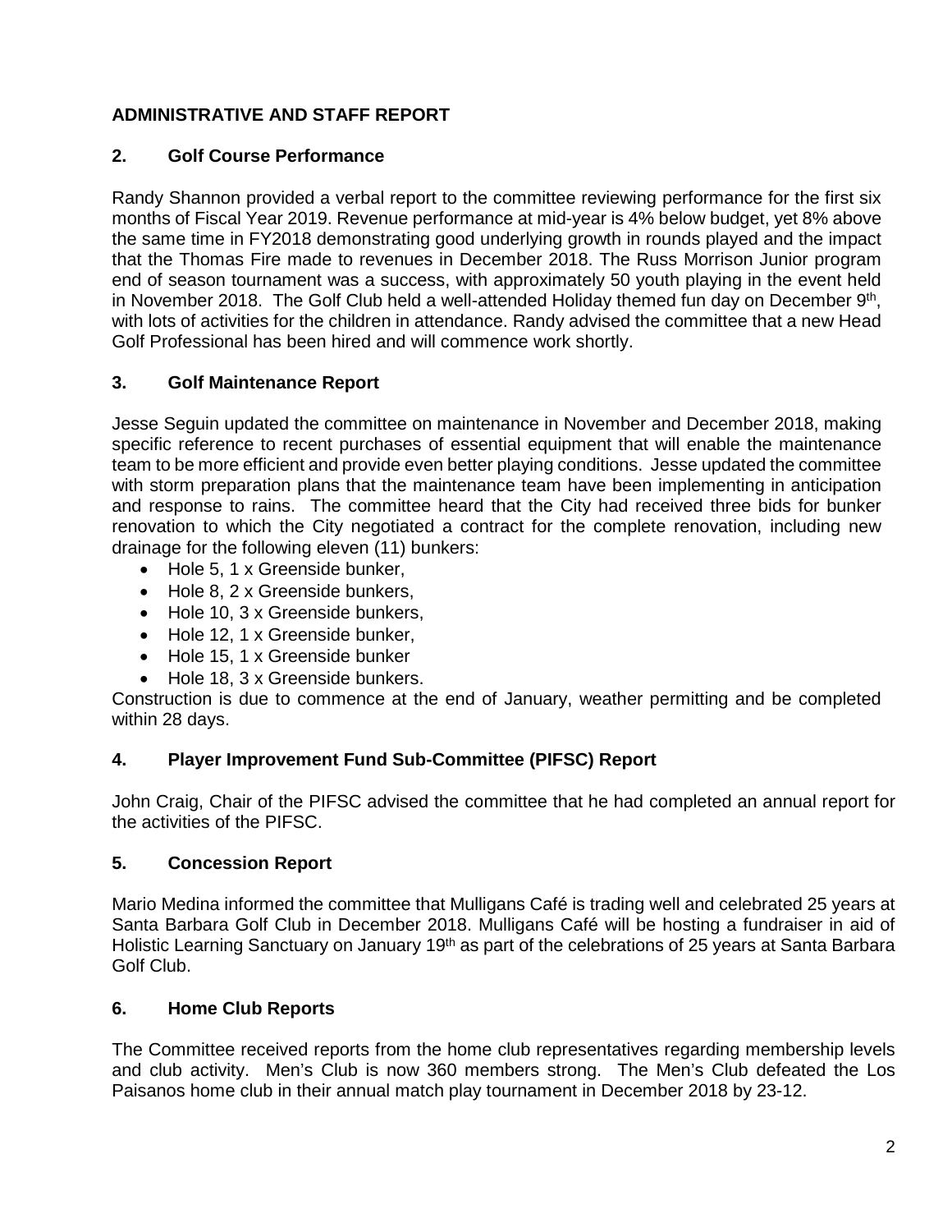## ADMINISTRATIVE AND STAFF REPORT

### 2. Golf Course Performance

Randy Shannon provided a verbal report to the committee reviewing performance for the first six months of Fiscal Year 2019. Revenue performance at mid-year is 4% below budget, yet 8% above the same time in FY2018 demonstrating good underlying growth in rounds played and the impact that the Thomas Fire made to revenues in December 2018. The Russ Morrison Junior program end of season tournament was a success, with approximately 50 youth playing in the event held in November 2018. The Golf Club held a well-attended Holiday themed fun day on December 9th, with lots of activities for the children in attendance. Randy advised the committee that a new Head Golf Professional has been hired and will commence work shortly.

### 3. Golf Maintenance Report

Jesse Seguin updated the committee on maintenance in November and December 2018, making specific reference to recent purchases of essential equipment that will enable the maintenance team to be more efficient and provide even better playing conditions. Jesse updated the committee with storm preparation plans that the maintenance team have been implementing in anticipation and response to rains. The committee heard that the City had received three bids for bunker renovation to which the City negotiated a contract for the complete renovation, including new drainage for the following eleven (11) bunkers:

- Hole 5, 1 x Greenside bunker,
- Hole 8, 2 x Greenside bunkers,
- Hole 10, 3 x Greenside bunkers,
- Hole 12, 1 x Greenside bunker,
- Hole 15, 1 x Greenside bunker
- Hole 18, 3 x Greenside bunkers.

Construction is due to commence at the end of January, weather permitting and be completed within 28 days.

### 4. Player Improvement Fund Sub-Committee (PIFSC) Report

John Craig, Chair of the PIFSC advised the committee that he had completed an annual report for the activities of the PIFSC.

### 5. Concession Report

Mario Medina informed the committee that Mulligans Café is trading well and celebrated 25 years at Santa Barbara Golf Club in December 2018. Mulligans Café will be hosting a fundraiser in aid of Holistic Learning Sanctuary on January 19th as part of the celebrations of 25 years at Santa Barbara Golf Club.

### 6. Home Club Reports

The Committee received reports from the home club representatives regarding membership levels and club activity. Men's Club is now 360 members strong. The Men's Club defeated the Los Paisanos home club in their annual match play tournament in December 2018 by 23-12.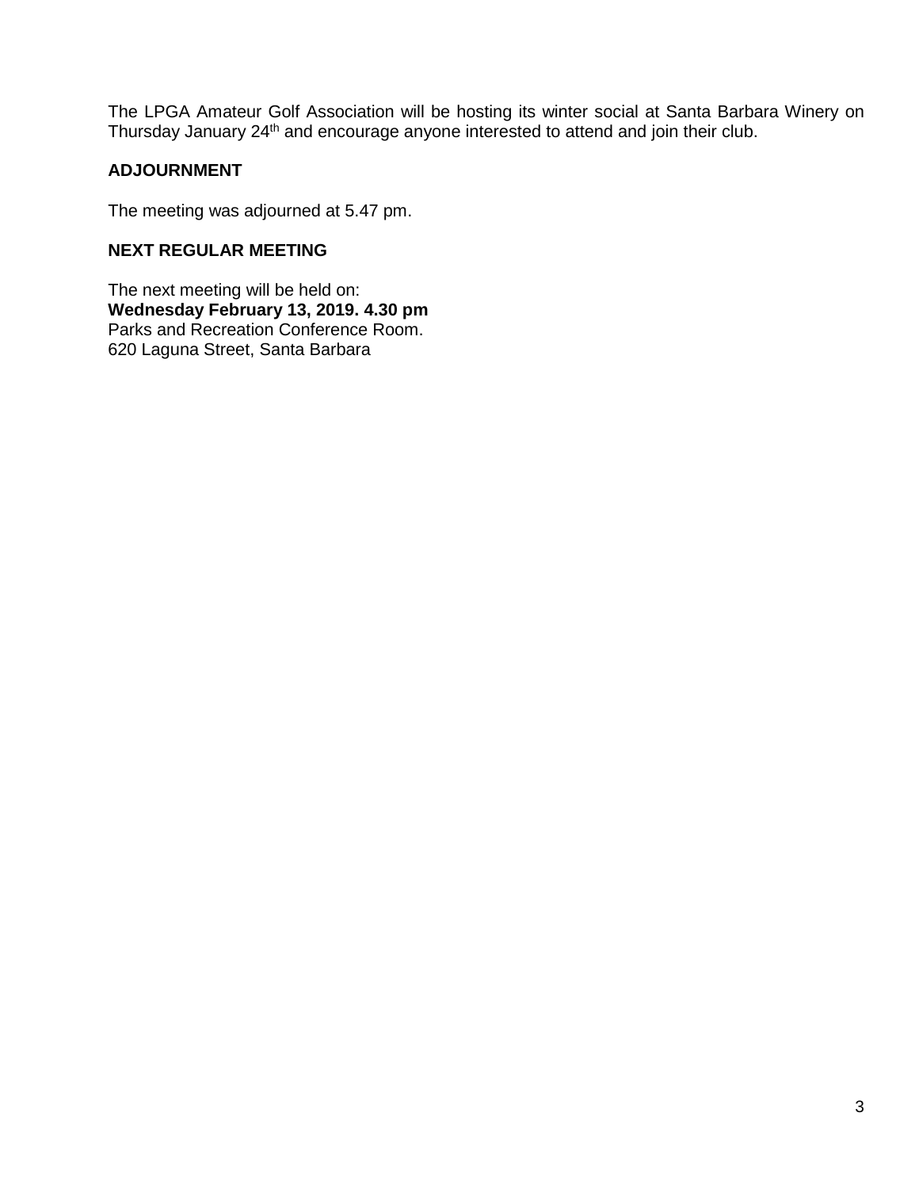The LPGA Amateur Golf Association will be hosting its winter social at Santa Barbara Winery on Thursday January 24th and encourage anyone interested to attend and join their club.

## ADJOURNMENT

The meeting was adjourned at 5.47 pm.

## NEXT REGULAR MEETING

The next meeting will be held on:
**Wednesday February 13, 2019. 4.30 pm**
Parks and Recreation Conference Room.
620 Laguna Street, Santa Barbara